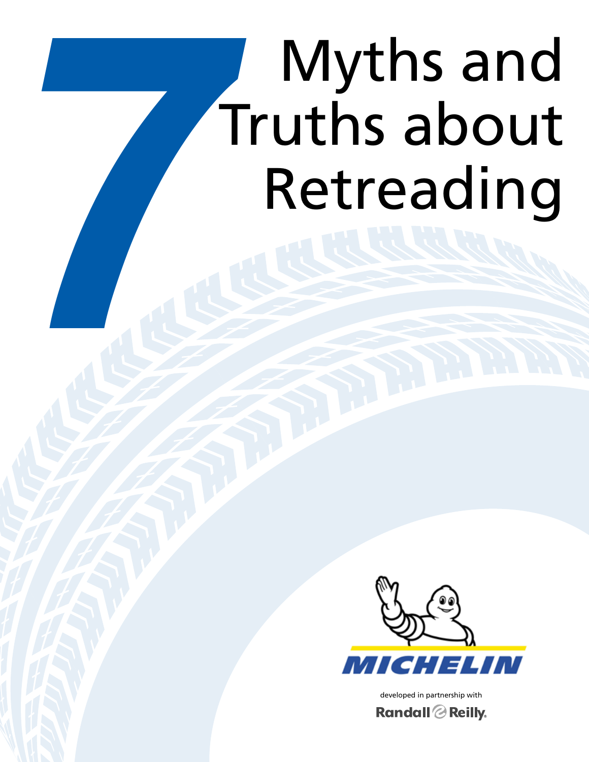# 7 Myths and Truths about Retreading

MICHELIN

developed in partnership with

Randall Reilly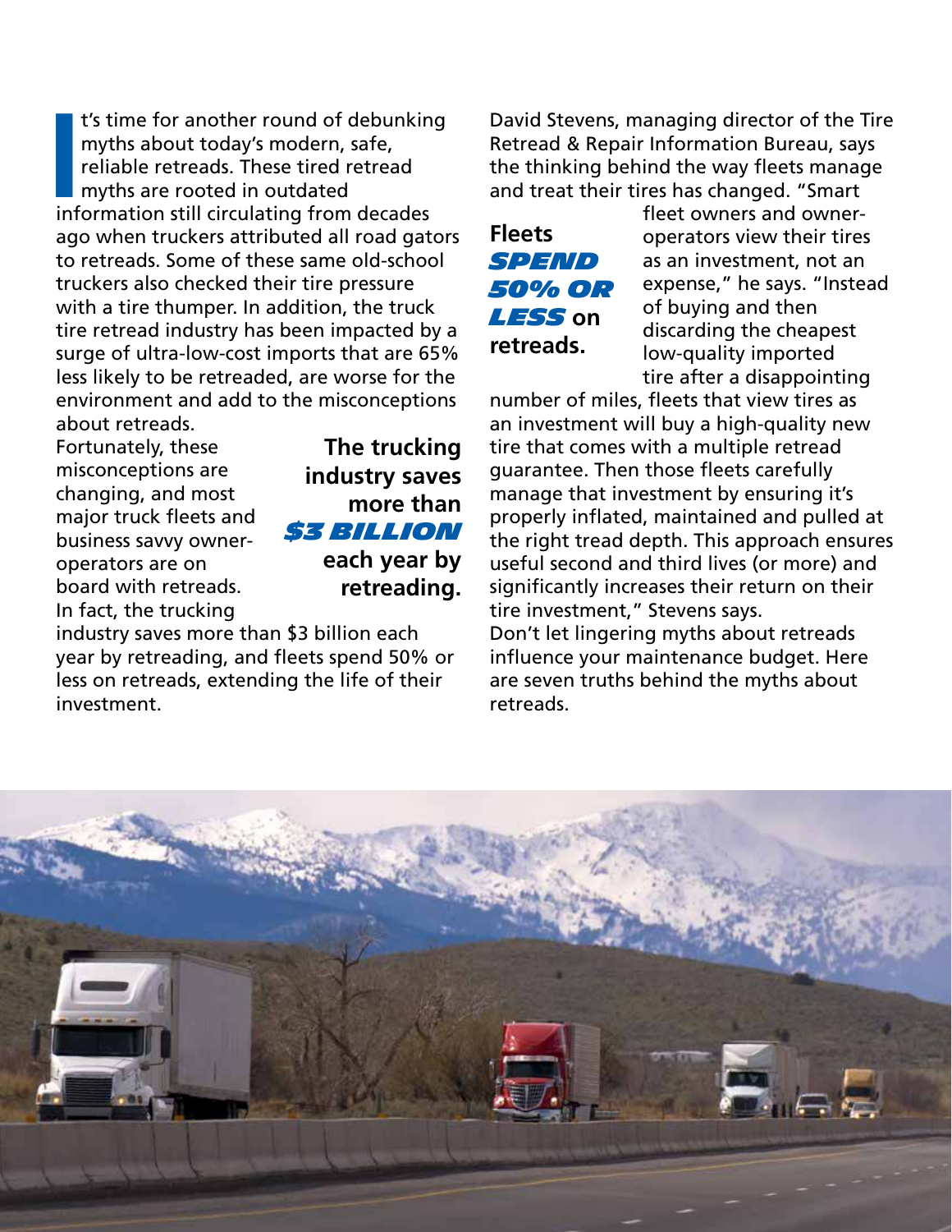It's time for another round of debunking myths about today's modern, safe, reliable retreads. These tired retread myths are rooted in outdated information still circulating from decades ago when truckers attributed all road gators to retreads. Some of these same old-school truckers also checked their tire pressure with a tire thumper. In addition, the truck tire retread industry has been impacted by a surge of ultra-low-cost imports that are 65% less likely to be retreaded, are worse for the environment and add to the misconceptions about retreads.

Fortunately, these misconceptions are changing, and most major truck fleets and business savvy owner-operators are on board with retreads. In fact, the trucking industry saves more than $3 billion each year by retreading, and fleets spend 50% or less on retreads, extending the life of their investment.

**The trucking industry saves more than *$3 BILLION* each year by retreading.**

David Stevens, managing director of the Tire Retread & Repair Information Bureau, says the thinking behind the way fleets manage and treat their tires has changed. "Smart fleet owners and owner-operators view their tires as an investment, not an expense," he says. "Instead of buying and then discarding the cheapest low-quality imported tire after a disappointing number of miles, fleets that view tires as an investment will buy a high-quality new tire that comes with a multiple retread guarantee. Then those fleets carefully manage that investment by ensuring it's properly inflated, maintained and pulled at the right tread depth. This approach ensures useful second and third lives (or more) and significantly increases their return on their tire investment," Stevens says.

**Fleets *SPEND 50% OR LESS* on retreads.**

Don't let lingering myths about retreads influence your maintenance budget. Here are seven truths behind the myths about retreads.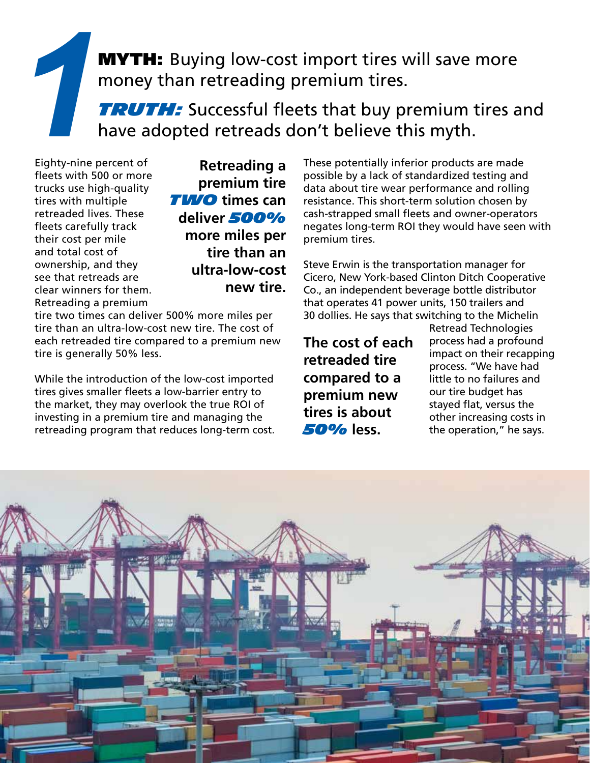# 1

**MYTH:** Buying low-cost import tires will save more money than retreading premium tires.

***TRUTH:*** Successful fleets that buy premium tires and have adopted retreads don't believe this myth.

Eighty-nine percent of fleets with 500 or more trucks use high-quality tires with multiple retreaded lives. These fleets carefully track their cost per mile and total cost of ownership, and they see that retreads are clear winners for them. Retreading a premium tire two times can deliver 500% more miles per tire than an ultra-low-cost new tire. The cost of each retreaded tire compared to a premium new tire is generally 50% less.

**Retreading a premium tire *TWO* times can deliver *500%* more miles per tire than an ultra-low-cost new tire.**

While the introduction of the low-cost imported tires gives smaller fleets a low-barrier entry to the market, they may overlook the true ROI of investing in a premium tire and managing the retreading program that reduces long-term cost. These potentially inferior products are made possible by a lack of standardized testing and data about tire wear performance and rolling resistance. This short-term solution chosen by cash-strapped small fleets and owner-operators negates long-term ROI they would have seen with premium tires.

Steve Erwin is the transportation manager for Cicero, New York-based Clinton Ditch Cooperative Co., an independent beverage bottle distributor that operates 41 power units, 150 trailers and 30 dollies. He says that switching to the Michelin Retread Technologies process had a profound impact on their recapping process. "We have had little to no failures and our tire budget has stayed flat, versus the other increasing costs in the operation," he says.

**The cost of each retreaded tire compared to a premium new tires is about *50%* less.**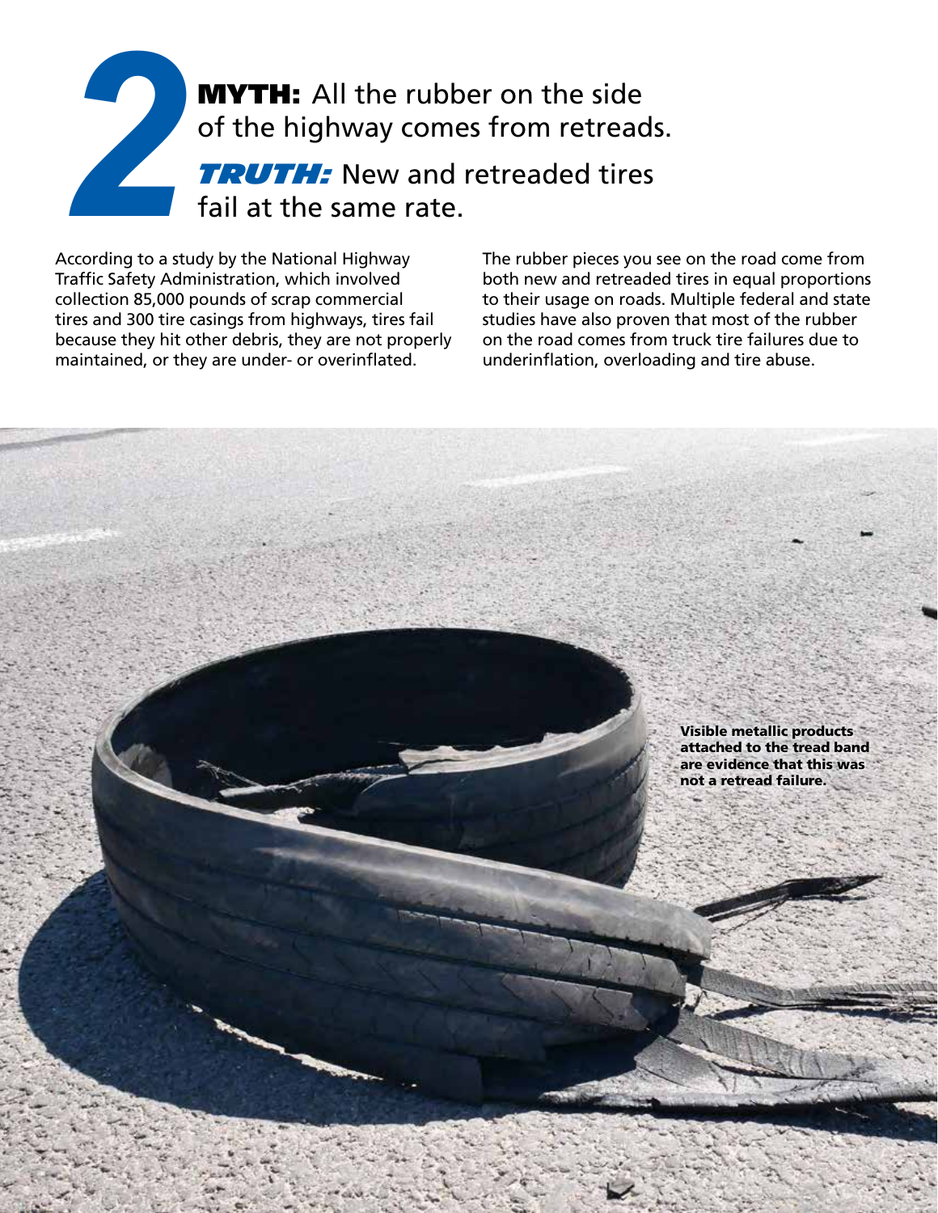# 2

## **MYTH:** All the rubber on the side of the highway comes from retreads.

## ***TRUTH:*** New and retreaded tires fail at the same rate.

According to a study by the National Highway Traffic Safety Administration, which involved collection 85,000 pounds of scrap commercial tires and 300 tire casings from highways, tires fail because they hit other debris, they are not properly maintained, or they are under- or overinflated.

The rubber pieces you see on the road come from both new and retreaded tires in equal proportions to their usage on roads. Multiple federal and state studies have also proven that most of the rubber on the road comes from truck tire failures due to underinflation, overloading and tire abuse.

**Visible metallic products attached to the tread band are evidence that this was not a retread failure.**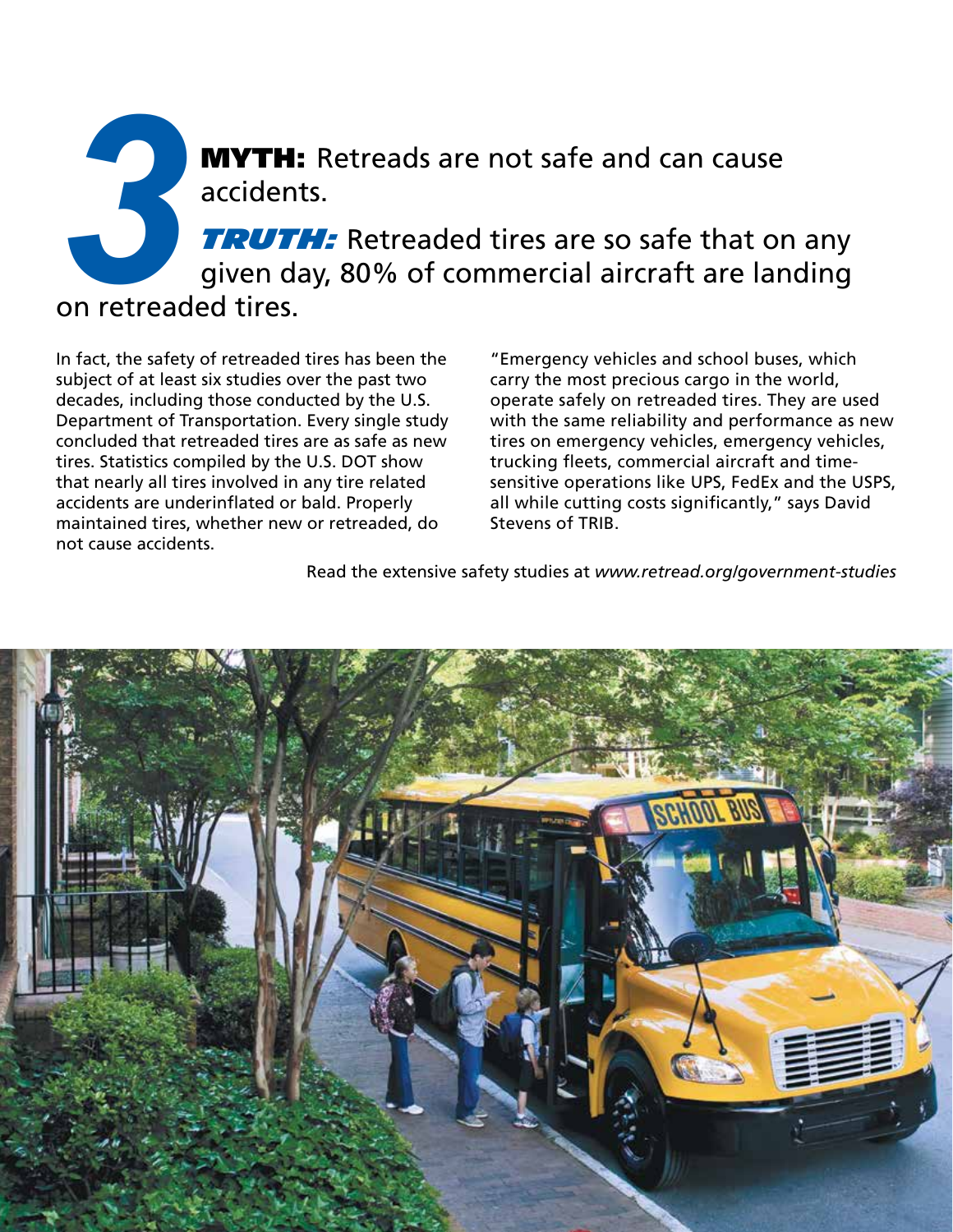# 3

**MYTH:** Retreads are not safe and can cause accidents.

***TRUTH:*** Retreaded tires are so safe that on any given day, 80% of commercial aircraft are landing on retreaded tires.

In fact, the safety of retreaded tires has been the subject of at least six studies over the past two decades, including those conducted by the U.S. Department of Transportation. Every single study concluded that retreaded tires are as safe as new tires. Statistics compiled by the U.S. DOT show that nearly all tires involved in any tire related accidents are underinflated or bald. Properly maintained tires, whether new or retreaded, do not cause accidents.

"Emergency vehicles and school buses, which carry the most precious cargo in the world, operate safely on retreaded tires. They are used with the same reliability and performance as new tires on emergency vehicles, emergency vehicles, trucking fleets, commercial aircraft and time-sensitive operations like UPS, FedEx and the USPS, all while cutting costs significantly," says David Stevens of TRIB.

Read the extensive safety studies at *www.retread.org/government-studies*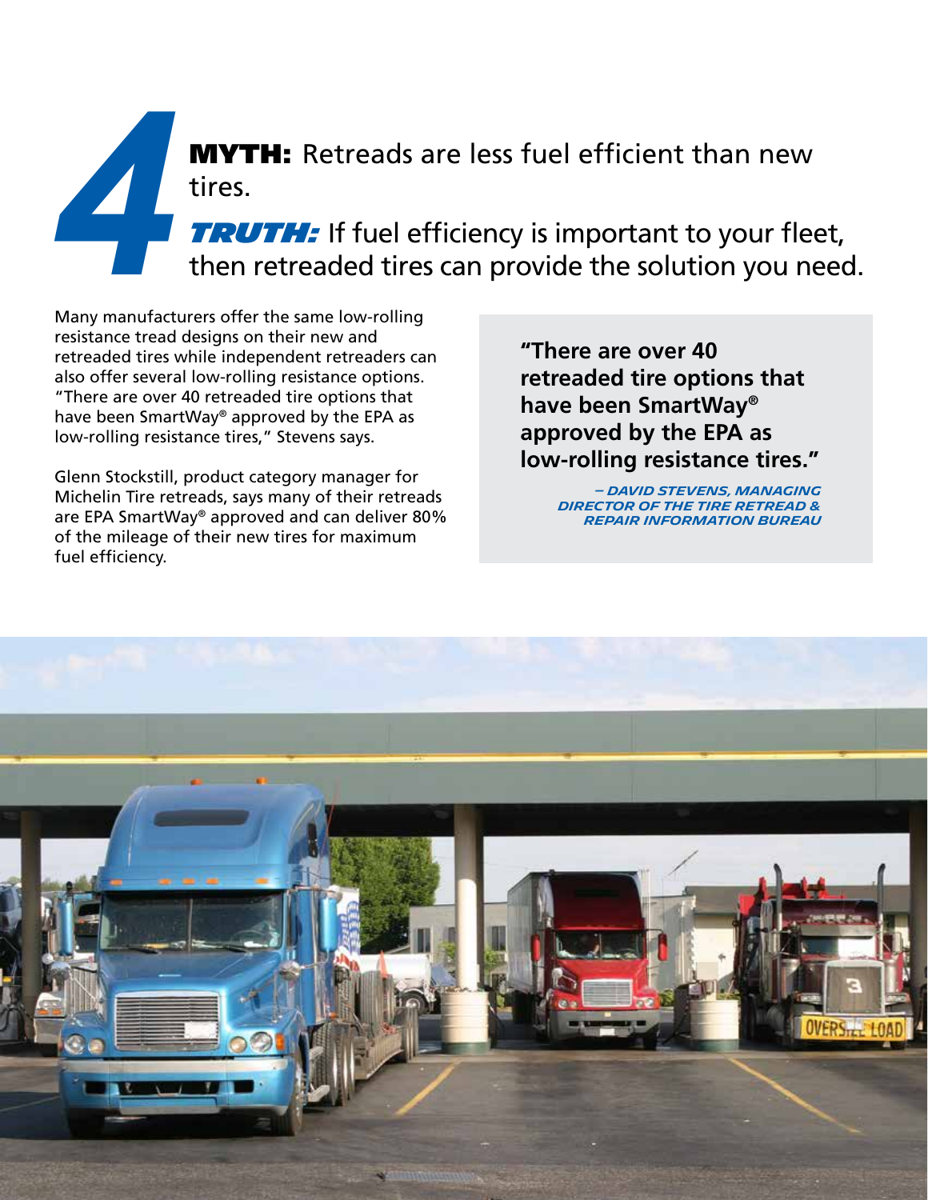# 4

## **MYTH:** Retreads are less fuel efficient than new tires.

## ***TRUTH:*** If fuel efficiency is important to your fleet, then retreaded tires can provide the solution you need.

Many manufacturers offer the same low-rolling resistance tread designs on their new and retreaded tires while independent retreaders can also offer several low-rolling resistance options. "There are over 40 retreaded tire options that have been SmartWay® approved by the EPA as low-rolling resistance tires," Stevens says.

Glenn Stockstill, product category manager for Michelin Tire retreads, says many of their retreads are EPA SmartWay® approved and can deliver 80% of the mileage of their new tires for maximum fuel efficiency.

> **"There are over 40 retreaded tire options that have been SmartWay® approved by the EPA as low-rolling resistance tires."**
>
> ***– DAVID STEVENS, MANAGING DIRECTOR OF THE TIRE RETREAD & REPAIR INFORMATION BUREAU***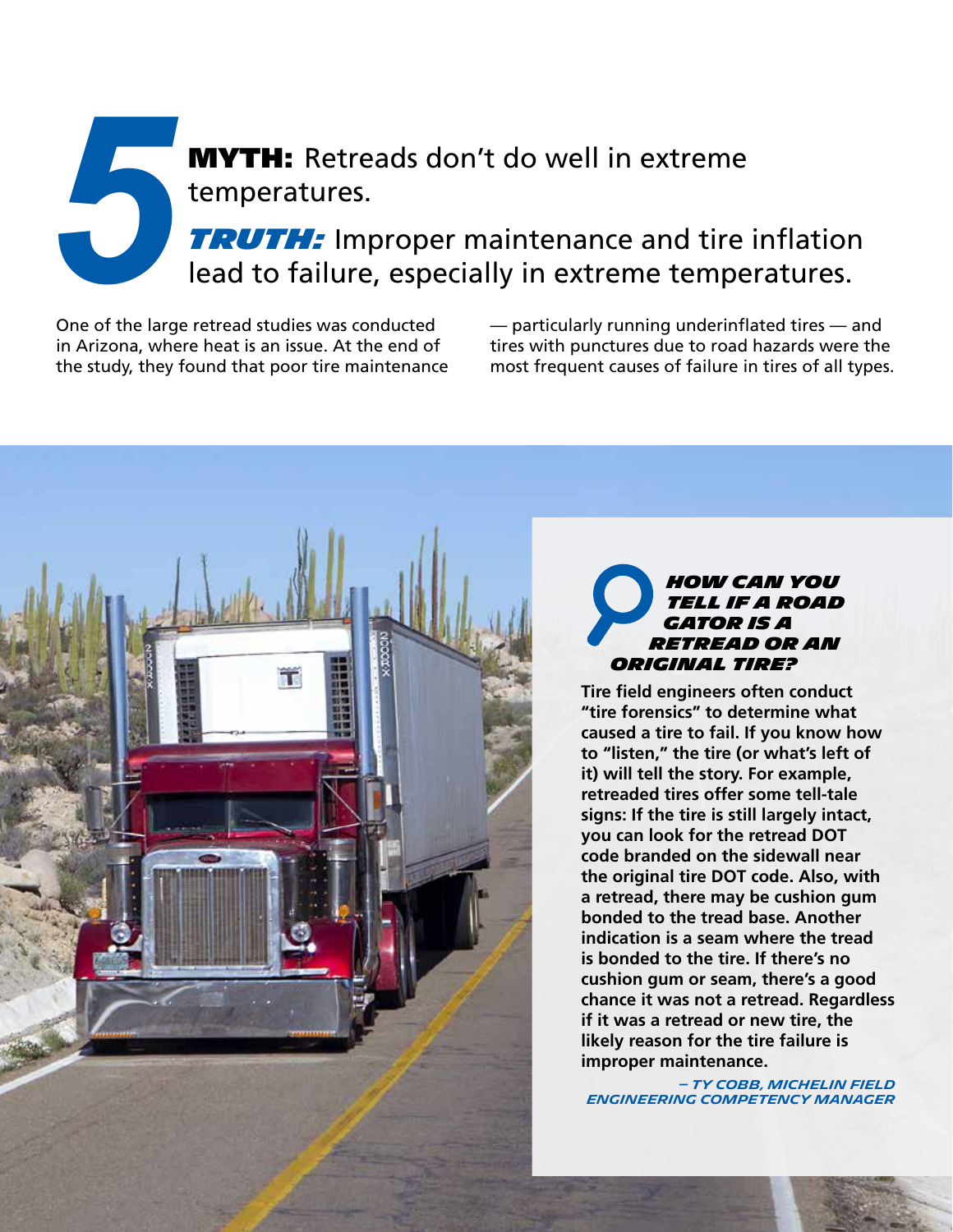# 5

## **MYTH:** Retreads don't do well in extreme temperatures.

## ***TRUTH:*** Improper maintenance and tire inflation lead to failure, especially in extreme temperatures.

One of the large retread studies was conducted in Arizona, where heat is an issue. At the end of the study, they found that poor tire maintenance — particularly running underinflated tires — and tires with punctures due to road hazards were the most frequent causes of failure in tires of all types.

### *HOW CAN YOU TELL IF A ROAD GATOR IS A RETREAD OR AN ORIGINAL TIRE?*

**Tire field engineers often conduct "tire forensics" to determine what caused a tire to fail. If you know how to "listen," the tire (or what's left of it) will tell the story. For example, retreaded tires offer some tell-tale signs: If the tire is still largely intact, you can look for the retread DOT code branded on the sidewall near the original tire DOT code. Also, with a retread, there may be cushion gum bonded to the tread base. Another indication is a seam where the tread is bonded to the tire. If there's no cushion gum or seam, there's a good chance it was not a retread. Regardless if it was a retread or new tire, the likely reason for the tire failure is improper maintenance.**

*– TY COBB, MICHELIN FIELD ENGINEERING COMPETENCY MANAGER*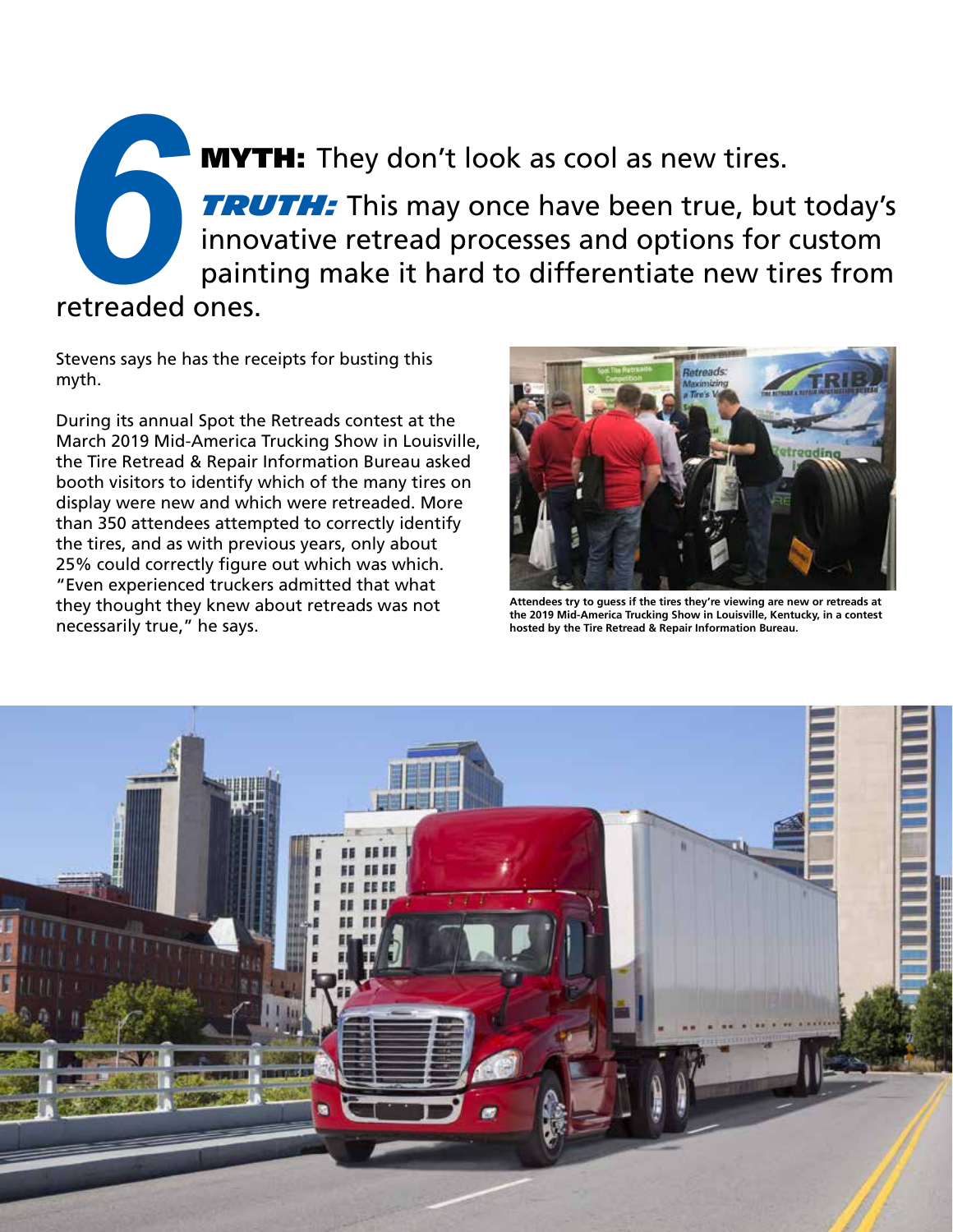## 6 **MYTH:** They don't look as cool as new tires.

***TRUTH:*** This may once have been true, but today's innovative retread processes and options for custom painting make it hard to differentiate new tires from retreaded ones.

Stevens says he has the receipts for busting this myth.

During its annual Spot the Retreads contest at the March 2019 Mid-America Trucking Show in Louisville, the Tire Retread & Repair Information Bureau asked booth visitors to identify which of the many tires on display were new and which were retreaded. More than 350 attendees attempted to correctly identify the tires, and as with previous years, only about 25% could correctly figure out which was which. "Even experienced truckers admitted that what they thought they knew about retreads was not necessarily true," he says.

**Attendees try to guess if the tires they're viewing are new or retreads at the 2019 Mid-America Trucking Show in Louisville, Kentucky, in a contest hosted by the Tire Retread & Repair Information Bureau.**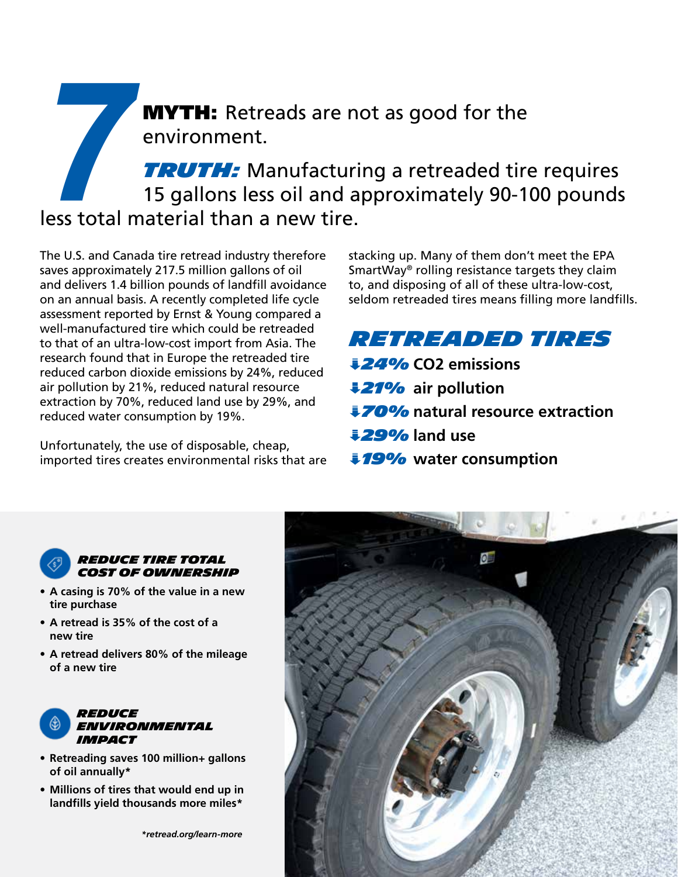# 7 MYTH: Retreads are not as good for the environment.

***TRUTH:*** Manufacturing a retreaded tire requires 15 gallons less oil and approximately 90-100 pounds less total material than a new tire.

The U.S. and Canada tire retread industry therefore saves approximately 217.5 million gallons of oil and delivers 1.4 billion pounds of landfill avoidance on an annual basis. A recently completed life cycle assessment reported by Ernst & Young compared a well-manufactured tire which could be retreaded to that of an ultra-low-cost import from Asia. The research found that in Europe the retreaded tire reduced carbon dioxide emissions by 24%, reduced air pollution by 21%, reduced natural resource extraction by 70%, reduced land use by 29%, and reduced water consumption by 19%.

Unfortunately, the use of disposable, cheap, imported tires creates environmental risks that are stacking up. Many of them don't meet the EPA SmartWay® rolling resistance targets they claim to, and disposing of all of these ultra-low-cost, seldom retreaded tires means filling more landfills.

## RETREADED TIRES

- ↓***24%*** **$CO_2$ emissions**
- ↓***21%*** **air pollution**
- ↓***70%*** **natural resource extraction**
- ↓***29%*** **land use**
- ↓***19%*** **water consumption**

### REDUCE TIRE TOTAL COST OF OWNERSHIP

- **A casing is 70% of the value in a new tire purchase**
- **A retread is 35% of the cost of a new tire**
- **A retread delivers 80% of the mileage of a new tire**

### REDUCE ENVIRONMENTAL IMPACT

- **Retreading saves 100 million+ gallons of oil annually***
- **Millions of tires that would end up in landfills yield thousands more miles***

****retread.org/learn-more***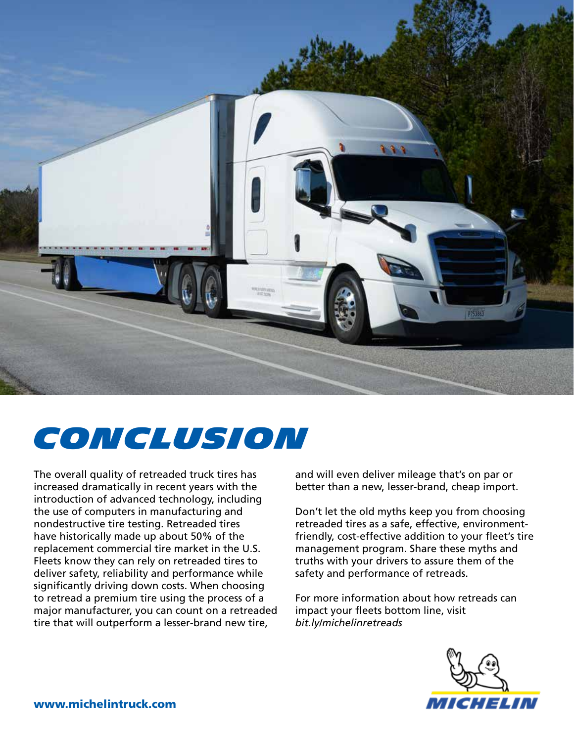# CONCLUSION

The overall quality of retreaded truck tires has increased dramatically in recent years with the introduction of advanced technology, including the use of computers in manufacturing and nondestructive tire testing. Retreaded tires have historically made up about 50% of the replacement commercial tire market in the U.S. Fleets know they can rely on retreaded tires to deliver safety, reliability and performance while significantly driving down costs. When choosing to retread a premium tire using the process of a major manufacturer, you can count on a retreaded tire that will outperform a lesser-brand new tire, and will even deliver mileage that's on par or better than a new, lesser-brand, cheap import.

Don't let the old myths keep you from choosing retreaded tires as a safe, effective, environment-friendly, cost-effective addition to your fleet's tire management program. Share these myths and truths with your drivers to assure them of the safety and performance of retreads.

For more information about how retreads can impact your fleets bottom line, visit *bit.ly/michelinretreads*

**www.michelintruck.com**